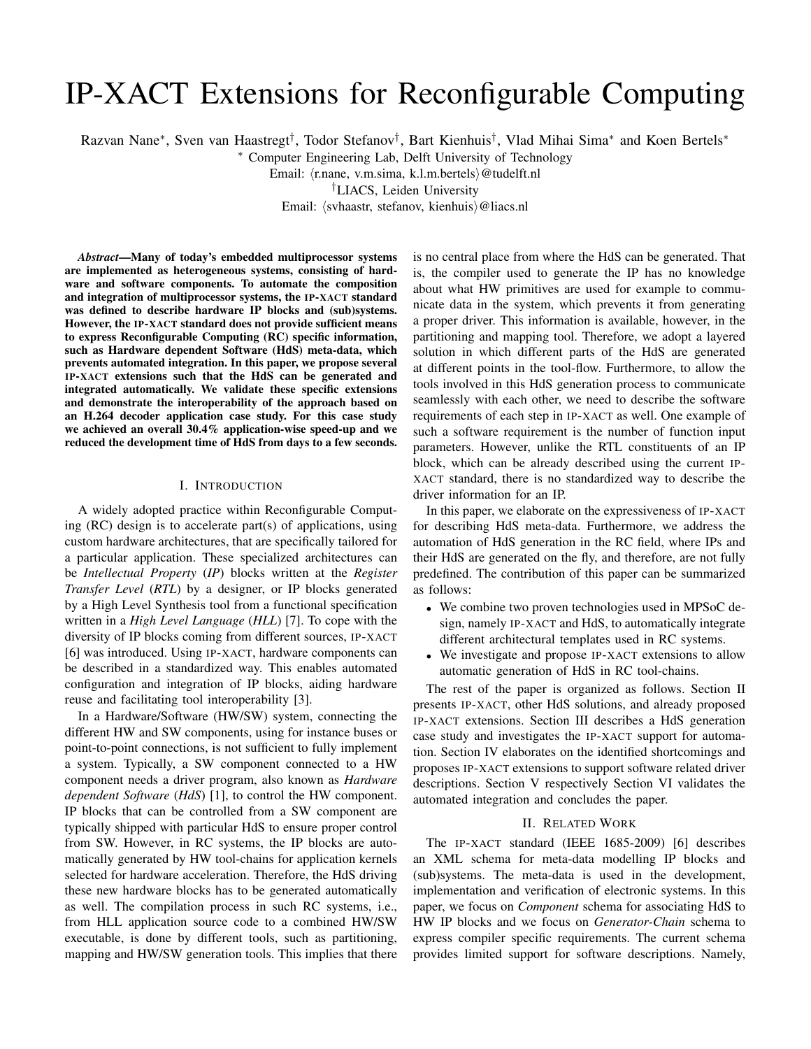# IP-XACT Extensions for Reconfigurable Computing

Razvan Nane*, Sven van Haastregt†, Todor Stefanov†, Bart Kienhuis†, Vlad Mihai Sima* and Koen Bertels*

* Computer Engineering Lab, Delft University of Technology

Email: ⟨r.nane, v.m.sima, k.l.m.bertels⟩@tudelft.nl

†LIACS, Leiden University

Email: ⟨svhaastr, stefanov, kienhuis⟩@liacs.nl

***Abstract*—Many of today's embedded multiprocessor systems are implemented as heterogeneous systems, consisting of hardware and software components. To automate the composition and integration of multiprocessor systems, the IP-XACT standard was defined to describe hardware IP blocks and (sub)systems. However, the IP-XACT standard does not provide sufficient means to express Reconfigurable Computing (RC) specific information, such as Hardware dependent Software (HdS) meta-data, which prevents automated integration. In this paper, we propose several IP-XACT extensions such that the HdS can be generated and integrated automatically. We validate these specific extensions and demonstrate the interoperability of the approach based on an H.264 decoder application case study. For this case study we achieved an overall 30.4% application-wise speed-up and we reduced the development time of HdS from days to a few seconds.**

## I. Introduction

A widely adopted practice within Reconfigurable Computing (RC) design is to accelerate part(s) of applications, using custom hardware architectures, that are specifically tailored for a particular application. These specialized architectures can be *Intellectual Property* (*IP*) blocks written at the *Register Transfer Level* (*RTL*) by a designer, or IP blocks generated by a High Level Synthesis tool from a functional specification written in a *High Level Language* (*HLL*) [7]. To cope with the diversity of IP blocks coming from different sources, IP-XACT [6] was introduced. Using IP-XACT, hardware components can be described in a standardized way. This enables automated configuration and integration of IP blocks, aiding hardware reuse and facilitating tool interoperability [3].

In a Hardware/Software (HW/SW) system, connecting the different HW and SW components, using for instance buses or point-to-point connections, is not sufficient to fully implement a system. Typically, a SW component connected to a HW component needs a driver program, also known as *Hardware dependent Software* (*HdS*) [1], to control the HW component. IP blocks that can be controlled from a SW component are typically shipped with particular HdS to ensure proper control from SW. However, in RC systems, the IP blocks are automatically generated by HW tool-chains for application kernels selected for hardware acceleration. Therefore, the HdS driving these new hardware blocks has to be generated automatically as well. The compilation process in such RC systems, i.e., from HLL application source code to a combined HW/SW executable, is done by different tools, such as partitioning, mapping and HW/SW generation tools. This implies that there is no central place from where the HdS can be generated. That is, the compiler used to generate the IP has no knowledge about what HW primitives are used for example to communicate data in the system, which prevents it from generating a proper driver. This information is available, however, in the partitioning and mapping tool. Therefore, we adopt a layered solution in which different parts of the HdS are generated at different points in the tool-flow. Furthermore, to allow the tools involved in this HdS generation process to communicate seamlessly with each other, we need to describe the software requirements of each step in IP-XACT as well. One example of such a software requirement is the number of function input parameters. However, unlike the RTL constituents of an IP block, which can be already described using the current IP-XACT standard, there is no standardized way to describe the driver information for an IP.

In this paper, we elaborate on the expressiveness of IP-XACT for describing HdS meta-data. Furthermore, we address the automation of HdS generation in the RC field, where IPs and their HdS are generated on the fly, and therefore, are not fully predefined. The contribution of this paper can be summarized as follows:

- We combine two proven technologies used in MPSoC design, namely IP-XACT and HdS, to automatically integrate different architectural templates used in RC systems.
- We investigate and propose IP-XACT extensions to allow automatic generation of HdS in RC tool-chains.

The rest of the paper is organized as follows. Section II presents IP-XACT, other HdS solutions, and already proposed IP-XACT extensions. Section III describes a HdS generation case study and investigates the IP-XACT support for automation. Section IV elaborates on the identified shortcomings and proposes IP-XACT extensions to support software related driver descriptions. Section V respectively Section VI validates the automated integration and concludes the paper.

## II. Related Work

The IP-XACT standard (IEEE 1685-2009) [6] describes an XML schema for meta-data modelling IP blocks and (sub)systems. The meta-data is used in the development, implementation and verification of electronic systems. In this paper, we focus on *Component* schema for associating HdS to HW IP blocks and we focus on *Generator-Chain* schema to express compiler specific requirements. The current schema provides limited support for software descriptions. Namely,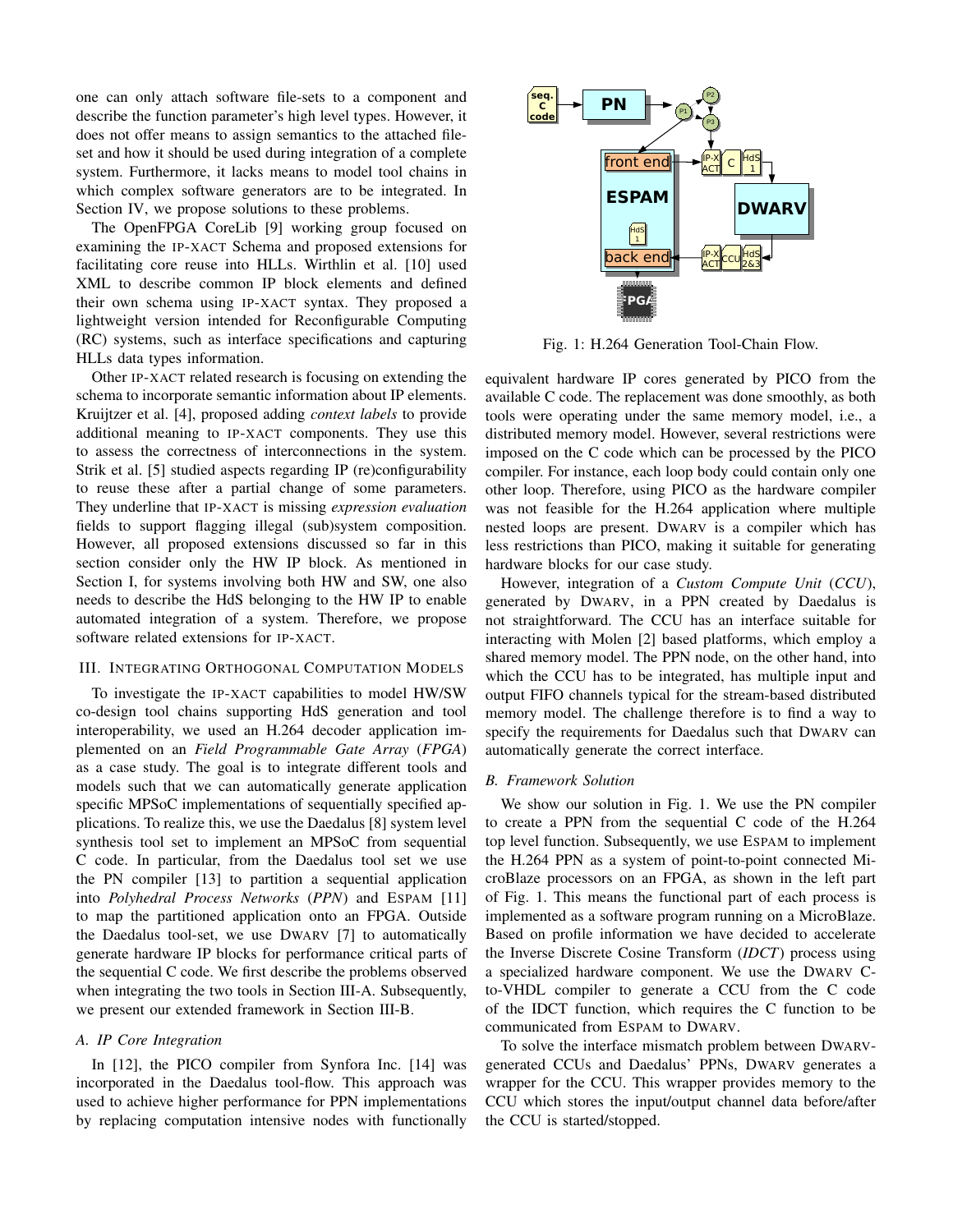one can only attach software file-sets to a component and describe the function parameter's high level types. However, it does not offer means to assign semantics to the attached file-set and how it should be used during integration of a complete system. Furthermore, it lacks means to model tool chains in which complex software generators are to be integrated. In Section IV, we propose solutions to these problems.

The OpenFPGA CoreLib [9] working group focused on examining the IP-XACT Schema and proposed extensions for facilitating core reuse into HLLs. Wirthlin et al. [10] used XML to describe common IP block elements and defined their own schema using IP-XACT syntax. They proposed a lightweight version intended for Reconfigurable Computing (RC) systems, such as interface specifications and capturing HLLs data types information.

Other IP-XACT related research is focusing on extending the schema to incorporate semantic information about IP elements. Kruijtzer et al. [4], proposed adding *context labels* to provide additional meaning to IP-XACT components. They use this to assess the correctness of interconnections in the system. Strik et al. [5] studied aspects regarding IP (re)configurability to reuse these after a partial change of some parameters. They underline that IP-XACT is missing *expression evaluation* fields to support flagging illegal (sub)system composition. However, all proposed extensions discussed so far in this section consider only the HW IP block. As mentioned in Section I, for systems involving both HW and SW, one also needs to describe the HdS belonging to the HW IP to enable automated integration of a system. Therefore, we propose software related extensions for IP-XACT.

## III. Integrating Orthogonal Computation Models

To investigate the IP-XACT capabilities to model HW/SW co-design tool chains supporting HdS generation and tool interoperability, we used an H.264 decoder application implemented on an *Field Programmable Gate Array* (*FPGA*) as a case study. The goal is to integrate different tools and models such that we can automatically generate application specific MPSoC implementations of sequentially specified applications. To realize this, we use the Daedalus [8] system level synthesis tool set to implement an MPSoC from sequential C code. In particular, from the Daedalus tool set we use the PN compiler [13] to partition a sequential application into *Polyhedral Process Networks* (*PPN*) and ESPAM [11] to map the partitioned application onto an FPGA. Outside the Daedalus tool-set, we use DWARV [7] to automatically generate hardware IP blocks for performance critical parts of the sequential C code. We first describe the problems observed when integrating the two tools in Section III-A. Subsequently, we present our extended framework in Section III-B.

### A. IP Core Integration

In [12], the PICO compiler from Synfora Inc. [14] was incorporated in the Daedalus tool-flow. This approach was used to achieve higher performance for PPN implementations by replacing computation intensive nodes with functionally equivalent hardware IP cores generated by PICO from the available C code. The replacement was done smoothly, as both tools were operating under the same memory model, i.e., a distributed memory model. However, several restrictions were imposed on the C code which can be processed by the PICO compiler. For instance, each loop body could contain only one other loop. Therefore, using PICO as the hardware compiler was not feasible for the H.264 application where multiple nested loops are present. DWARV is a compiler which has less restrictions than PICO, making it suitable for generating hardware blocks for our case study.

However, integration of a *Custom Compute Unit* (*CCU*), generated by DWARV, in a PPN created by Daedalus is not straightforward. The CCU has an interface suitable for interacting with Molen [2] based platforms, which employ a shared memory model. The PPN node, on the other hand, into which the CCU has to be integrated, has multiple input and output FIFO channels typical for the stream-based distributed memory model. The challenge therefore is to find a way to specify the requirements for Daedalus such that DWARV can automatically generate the correct interface.

Fig. 1: H.264 Generation Tool-Chain Flow.

### B. Framework Solution

We show our solution in Fig. 1. We use the PN compiler to create a PPN from the sequential C code of the H.264 top level function. Subsequently, we use ESPAM to implement the H.264 PPN as a system of point-to-point connected MicroBlaze processors on an FPGA, as shown in the left part of Fig. 1. This means the functional part of each process is implemented as a software program running on a MicroBlaze. Based on profile information we have decided to accelerate the Inverse Discrete Cosine Transform (*IDCT*) process using a specialized hardware component. We use the DWARV C-to-VHDL compiler to generate a CCU from the C code of the IDCT function, which requires the C function to be communicated from ESPAM to DWARV.

To solve the interface mismatch problem between DWARV-generated CCUs and Daedalus' PPNs, DWARV generates a wrapper for the CCU. This wrapper provides memory to the CCU which stores the input/output channel data before/after the CCU is started/stopped.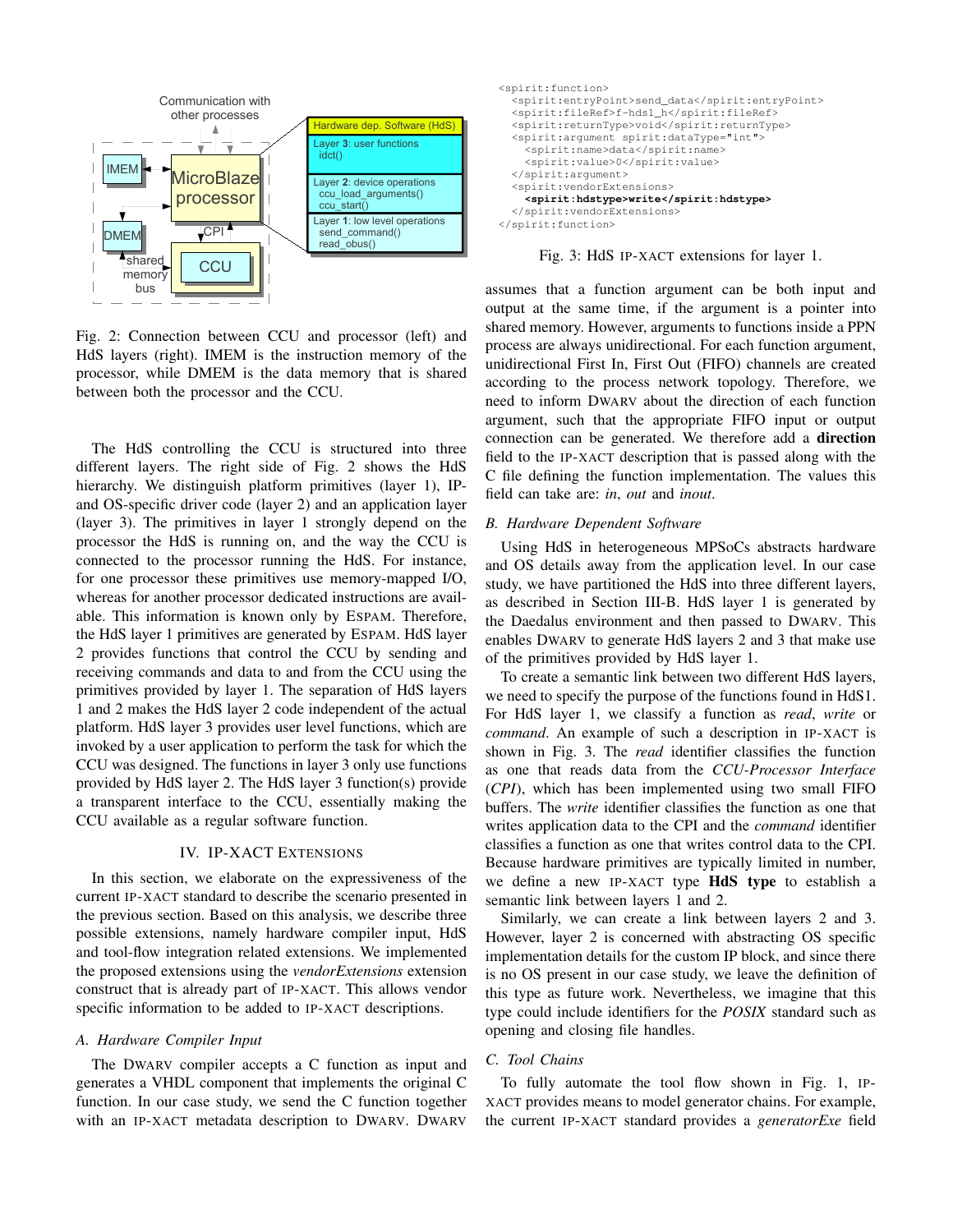Fig. 2: Connection between CCU and processor (left) and HdS layers (right). IMEM is the instruction memory of the processor, while DMEM is the data memory that is shared between both the processor and the CCU.

The HdS controlling the CCU is structured into three different layers. The right side of Fig. 2 shows the HdS hierarchy. We distinguish platform primitives (layer 1), IP- and OS-specific driver code (layer 2) and an application layer (layer 3). The primitives in layer 1 strongly depend on the processor the HdS is running on, and the way the CCU is connected to the processor running the HdS. For instance, for one processor these primitives use memory-mapped I/O, whereas for another processor dedicated instructions are available. This information is known only by ESPAM. Therefore, the HdS layer 1 primitives are generated by ESPAM. HdS layer 2 provides functions that control the CCU by sending and receiving commands and data to and from the CCU using the primitives provided by layer 1. The separation of HdS layers 1 and 2 makes the HdS layer 2 code independent of the actual platform. HdS layer 3 provides user level functions, which are invoked by a user application to perform the task for which the CCU was designed. The functions in layer 3 only use functions provided by HdS layer 2. The HdS layer 3 function(s) provide a transparent interface to the CCU, essentially making the CCU available as a regular software function.

## IV. IP-XACT Extensions

In this section, we elaborate on the expressiveness of the current IP-XACT standard to describe the scenario presented in the previous section. Based on this analysis, we describe three possible extensions, namely hardware compiler input, HdS and tool-flow integration related extensions. We implemented the proposed extensions using the *vendorExtensions* extension construct that is already part of IP-XACT. This allows vendor specific information to be added to IP-XACT descriptions.

### A. Hardware Compiler Input

The DWARV compiler accepts a C function as input and generates a VHDL component that implements the original C function. In our case study, we send the C function together with an IP-XACT metadata description to DWARV. DWARV

```
<spirit:function>
  <spirit:entryPoint>send_data</spirit:entryPoint>
  <spirit:fileRef>f-hds1_h</spirit:fileRef>
  <spirit:returnType>void</spirit:returnType>
  <spirit:argument spirit:dataType="int">
    <spirit:name>data</spirit:name>
    <spirit:value>0</spirit:value>
  </spirit:argument>
  <spirit:vendorExtensions>
    <spirit:hdstype>write</spirit:hdstype>
  </spirit:vendorExtensions>
</spirit:function>
```

Fig. 3: HdS IP-XACT extensions for layer 1.

assumes that a function argument can be both input and output at the same time, if the argument is a pointer into shared memory. However, arguments to functions inside a PPN process are always unidirectional. For each function argument, unidirectional First In, First Out (FIFO) channels are created according to the process network topology. Therefore, we need to inform DWARV about the direction of each function argument, such that the appropriate FIFO input or output connection can be generated. We therefore add a **direction** field to the IP-XACT description that is passed along with the C file defining the function implementation. The values this field can take are: *in*, *out* and *inout*.

### B. Hardware Dependent Software

Using HdS in heterogeneous MPSoCs abstracts hardware and OS details away from the application level. In our case study, we have partitioned the HdS into three different layers, as described in Section III-B. HdS layer 1 is generated by the Daedalus environment and then passed to DWARV. This enables DWARV to generate HdS layers 2 and 3 that make use of the primitives provided by HdS layer 1.

To create a semantic link between two different HdS layers, we need to specify the purpose of the functions found in HdS1. For HdS layer 1, we classify a function as *read*, *write* or *command*. An example of such a description in IP-XACT is shown in Fig. 3. The *read* identifier classifies the function as one that reads data from the *CCU-Processor Interface* (*CPI*), which has been implemented using two small FIFO buffers. The *write* identifier classifies the function as one that writes application data to the CPI and the *command* identifier classifies a function as one that writes control data to the CPI. Because hardware primitives are typically limited in number, we define a new IP-XACT type **HdS type** to establish a semantic link between layers 1 and 2.

Similarly, we can create a link between layers 2 and 3. However, layer 2 is concerned with abstracting OS specific implementation details for the custom IP block, and since there is no OS present in our case study, we leave the definition of this type as future work. Nevertheless, we imagine that this type could include identifiers for the *POSIX* standard such as opening and closing file handles.

### C. Tool Chains

To fully automate the tool flow shown in Fig. 1, IP-XACT provides means to model generator chains. For example, the current IP-XACT standard provides a *generatorExe* field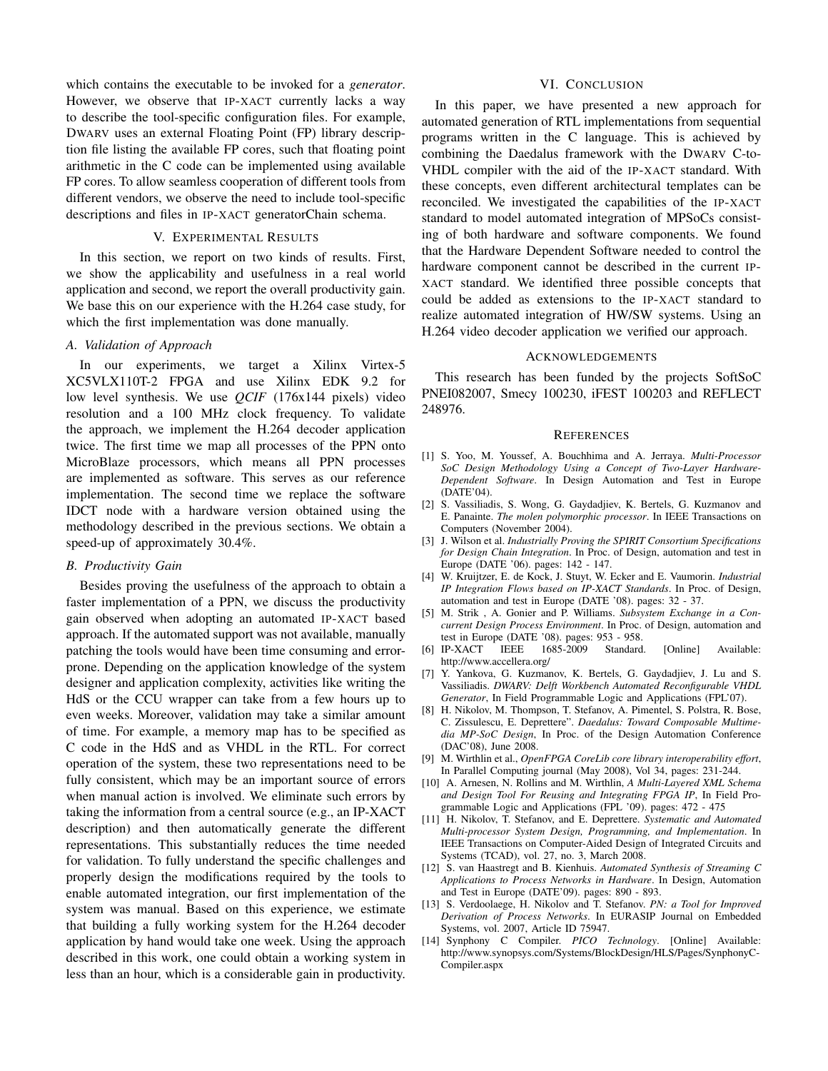which contains the executable to be invoked for a *generator*. However, we observe that IP-XACT currently lacks a way to describe the tool-specific configuration files. For example, DWARV uses an external Floating Point (FP) library description file listing the available FP cores, such that floating point arithmetic in the C code can be implemented using available FP cores. To allow seamless cooperation of different tools from different vendors, we observe the need to include tool-specific descriptions and files in IP-XACT generatorChain schema.

## V. Experimental Results

In this section, we report on two kinds of results. First, we show the applicability and usefulness in a real world application and second, we report the overall productivity gain. We base this on our experience with the H.264 case study, for which the first implementation was done manually.

### A. Validation of Approach

In our experiments, we target a Xilinx Virtex-5 XC5VLX110T-2 FPGA and use Xilinx EDK 9.2 for low level synthesis. We use *QCIF* (176x144 pixels) video resolution and a 100 MHz clock frequency. To validate the approach, we implement the H.264 decoder application twice. The first time we map all processes of the PPN onto MicroBlaze processors, which means all PPN processes are implemented as software. This serves as our reference implementation. The second time we replace the software IDCT node with a hardware version obtained using the methodology described in the previous sections. We obtain a speed-up of approximately 30.4%.

### B. Productivity Gain

Besides proving the usefulness of the approach to obtain a faster implementation of a PPN, we discuss the productivity gain observed when adopting an automated IP-XACT based approach. If the automated support was not available, manually patching the tools would have been time consuming and error-prone. Depending on the application knowledge of the system designer and application complexity, activities like writing the HdS or the CCU wrapper can take from a few hours up to even weeks. Moreover, validation may take a similar amount of time. For example, a memory map has to be specified as C code in the HdS and as VHDL in the RTL. For correct operation of the system, these two representations need to be fully consistent, which may be an important source of errors when manual action is involved. We eliminate such errors by taking the information from a central source (e.g., an IP-XACT description) and then automatically generate the different representations. This substantially reduces the time needed for validation. To fully understand the specific challenges and properly design the modifications required by the tools to enable automated integration, our first implementation of the system was manual. Based on this experience, we estimate that building a fully working system for the H.264 decoder application by hand would take one week. Using the approach described in this work, one could obtain a working system in less than an hour, which is a considerable gain in productivity.

## VI. Conclusion

In this paper, we have presented a new approach for automated generation of RTL implementations from sequential programs written in the C language. This is achieved by combining the Daedalus framework with the DWARV C-to-VHDL compiler with the aid of the IP-XACT standard. With these concepts, even different architectural templates can be reconciled. We investigated the capabilities of the IP-XACT standard to model automated integration of MPSoCs consisting of both hardware and software components. We found that the Hardware Dependent Software needed to control the hardware component cannot be described in the current IP-XACT standard. We identified three possible concepts that could be added as extensions to the IP-XACT standard to realize automated integration of HW/SW systems. Using an H.264 video decoder application we verified our approach.

## Acknowledgements

This research has been funded by the projects SoftSoC PNEI082007, Smecy 100230, iFEST 100203 and REFLECT 248976.

## References

[1] S. Yoo, M. Youssef, A. Bouchhima and A. Jerraya. *Multi-Processor SoC Design Methodology Using a Concept of Two-Layer Hardware-Dependent Software*. In Design Automation and Test in Europe (DATE'04).

[2] S. Vassiliadis, S. Wong, G. Gaydadjiev, K. Bertels, G. Kuzmanov and E. Panainte. *The molen polymorphic processor*. In IEEE Transactions on Computers (November 2004).

[3] J. Wilson et al. *Industrially Proving the SPIRIT Consortium Specifications for Design Chain Integration*. In Proc. of Design, automation and test in Europe (DATE '06). pages: 142 - 147.

[4] W. Kruijtzer, E. de Kock, J. Stuyt, W. Ecker and E. Vaumorin. *Industrial IP Integration Flows based on IP-XACT Standards*. In Proc. of Design, automation and test in Europe (DATE '08). pages: 32 - 37.

[5] M. Strik , A. Gonier and P. Williams. *Subsystem Exchange in a Concurrent Design Process Environment*. In Proc. of Design, automation and test in Europe (DATE '08). pages: 953 - 958.

[6] IP-XACT IEEE 1685-2009 Standard. [Online] Available: http://www.accellera.org/

[7] Y. Yankova, G. Kuzmanov, K. Bertels, G. Gaydadjiev, J. Lu and S. Vassiliadis. *DWARV: Delft Workbench Automated Reconfigurable VHDL Generator*, In Field Programmable Logic and Applications (FPL'07).

[8] H. Nikolov, M. Thompson, T. Stefanov, A. Pimentel, S. Polstra, R. Bose, C. Zissulescu, E. Deprettere". *Daedalus: Toward Composable Multimedia MP-SoC Design*, In Proc. of the Design Automation Conference (DAC'08), June 2008.

[9] M. Wirthlin et al., *OpenFPGA CoreLib core library interoperability effort*, In Parallel Computing journal (May 2008), Vol 34, pages: 231-244.

[10] A. Arnesen, N. Rollins and M. Wirthlin, *A Multi-Layered XML Schema and Design Tool For Reusing and Integrating FPGA IP*, In Field Programmable Logic and Applications (FPL '09). pages: 472 - 475

[11] H. Nikolov, T. Stefanov, and E. Deprettere. *Systematic and Automated Multi-processor System Design, Programming, and Implementation*. In IEEE Transactions on Computer-Aided Design of Integrated Circuits and Systems (TCAD), vol. 27, no. 3, March 2008.

[12] S. van Haastregt and B. Kienhuis. *Automated Synthesis of Streaming C Applications to Process Networks in Hardware*. In Design, Automation and Test in Europe (DATE'09). pages: 890 - 893.

[13] S. Verdoolaege, H. Nikolov and T. Stefanov. *PN: a Tool for Improved Derivation of Process Networks*. In EURASIP Journal on Embedded Systems, vol. 2007, Article ID 75947.

[14] Synphony C Compiler. *PICO Technology*. [Online] Available: http://www.synopsys.com/Systems/BlockDesign/HLS/Pages/SynphonyC-Compiler.aspx